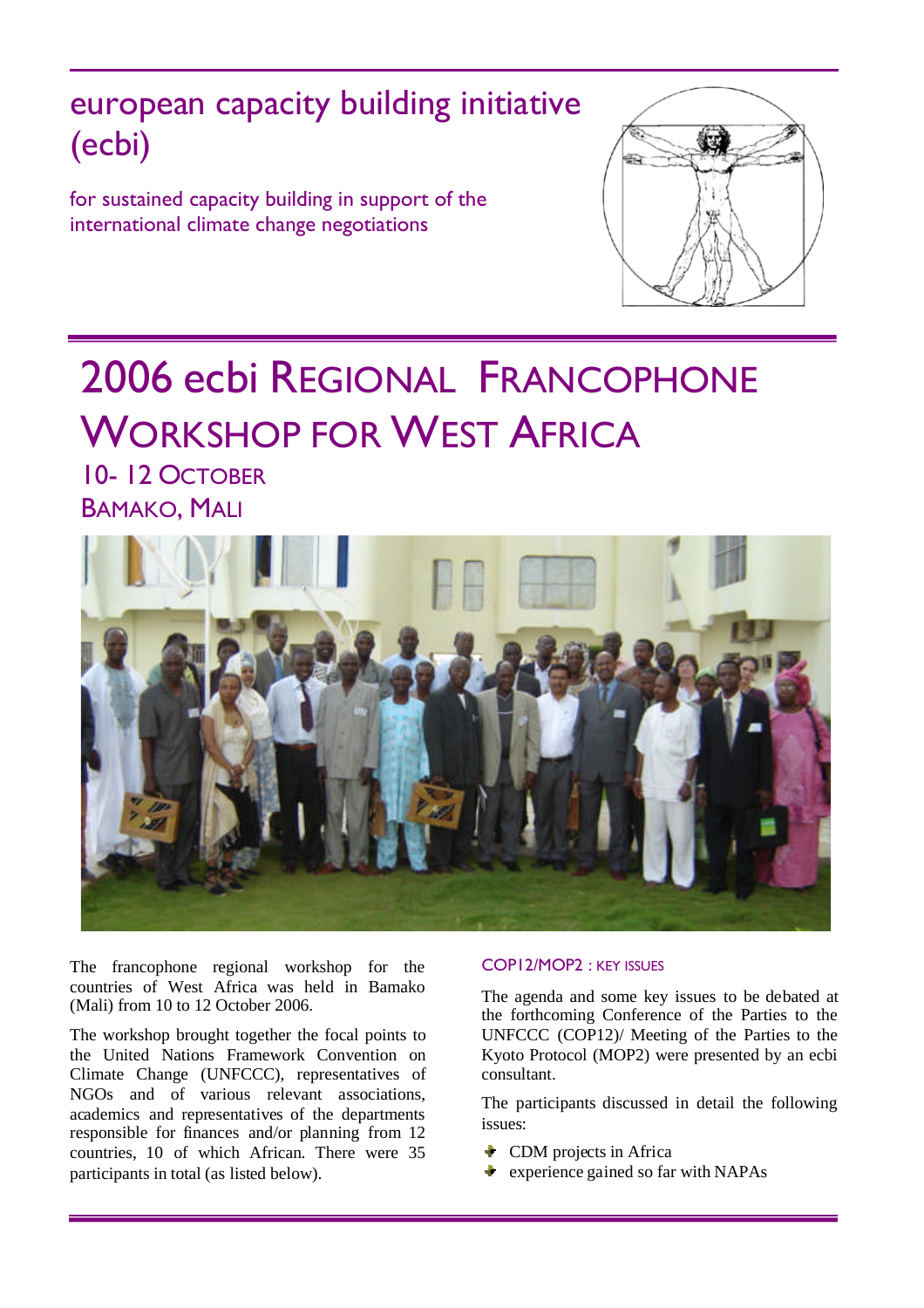# european capacity building initiative (ecbi)

for sustained capacity building in support of the international climate change negotiations

# 2006 ecbi Regional Francophone Workshop for West Africa

## 10- 12 October
## Bamako, Mali

The francophone regional workshop for the countries of West Africa was held in Bamako (Mali) from 10 to 12 October 2006.

The workshop brought together the focal points to the United Nations Framework Convention on Climate Change (UNFCCC), representatives of NGOs and of various relevant associations, academics and representatives of the departments responsible for finances and/or planning from 12 countries, 10 of which African. There were 35 participants in total (as listed below).

### COP12/MOP2 : Key Issues

The agenda and some key issues to be debated at the forthcoming Conference of the Parties to the UNFCCC (COP12)/ Meeting of the Parties to the Kyoto Protocol (MOP2) were presented by an ecbi consultant.

The participants discussed in detail the following issues:

- CDM projects in Africa
- experience gained so far with NAPAs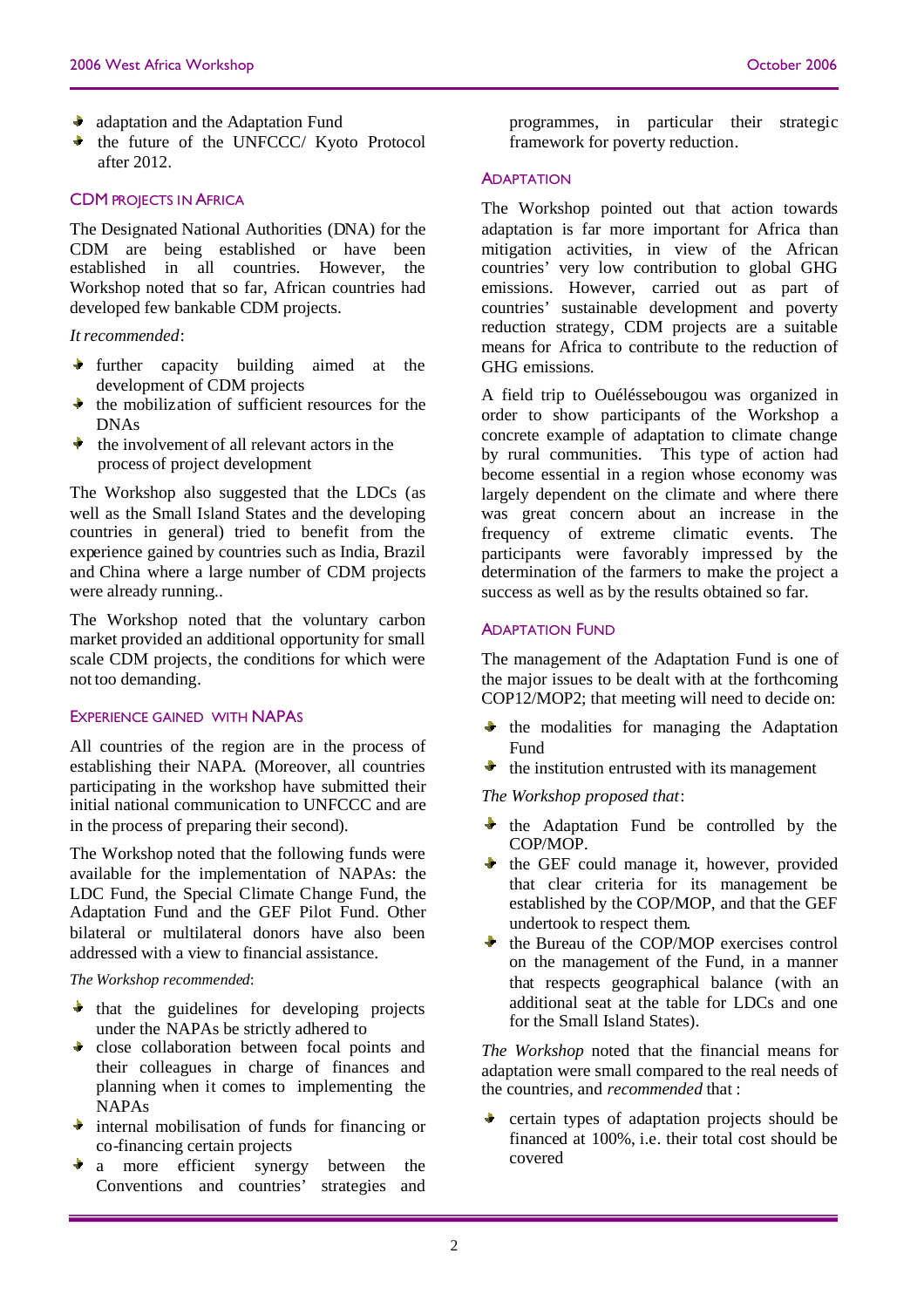- adaptation and the Adaptation Fund
- the future of the UNFCCC/ Kyoto Protocol after 2012.

### CDM PROJECTS IN AFRICA

The Designated National Authorities (DNA) for the CDM are being established or have been established in all countries. However, the Workshop noted that so far, African countries had developed few bankable CDM projects.

*It recommended*:

- further capacity building aimed at the development of CDM projects
- the mobilization of sufficient resources for the DNAs
- the involvement of all relevant actors in the process of project development

The Workshop also suggested that the LDCs (as well as the Small Island States and the developing countries in general) tried to benefit from the experience gained by countries such as India, Brazil and China where a large number of CDM projects were already running..

The Workshop noted that the voluntary carbon market provided an additional opportunity for small scale CDM projects, the conditions for which were not too demanding.

### EXPERIENCE GAINED WITH NAPAS

All countries of the region are in the process of establishing their NAPA. (Moreover, all countries participating in the workshop have submitted their initial national communication to UNFCCC and are in the process of preparing their second).

The Workshop noted that the following funds were available for the implementation of NAPAs: the LDC Fund, the Special Climate Change Fund, the Adaptation Fund and the GEF Pilot Fund. Other bilateral or multilateral donors have also been addressed with a view to financial assistance.

*The Workshop recommended*:

- that the guidelines for developing projects under the NAPAs be strictly adhered to
- close collaboration between focal points and their colleagues in charge of finances and planning when it comes to implementing the NAPAs
- internal mobilisation of funds for financing or co-financing certain projects
- a more efficient synergy between the Conventions and countries' strategies and programmes, in particular their strategic framework for poverty reduction.

### ADAPTATION

The Workshop pointed out that action towards adaptation is far more important for Africa than mitigation activities, in view of the African countries' very low contribution to global GHG emissions. However, carried out as part of countries' sustainable development and poverty reduction strategy, CDM projects are a suitable means for Africa to contribute to the reduction of GHG emissions.

A field trip to Ouélésséebougou was organized in order to show participants of the Workshop a concrete example of adaptation to climate change by rural communities. This type of action had become essential in a region whose economy was largely dependent on the climate and where there was great concern about an increase in the frequency of extreme climatic events. The participants were favorably impressed by the determination of the farmers to make the project a success as well as by the results obtained so far.

### ADAPTATION FUND

The management of the Adaptation Fund is one of the major issues to be dealt with at the forthcoming COP12/MOP2; that meeting will need to decide on:

- the modalities for managing the Adaptation Fund
- the institution entrusted with its management

*The Workshop proposed that*:

- the Adaptation Fund be controlled by the COP/MOP.
- the GEF could manage it, however, provided that clear criteria for its management be established by the COP/MOP, and that the GEF undertook to respect them.
- the Bureau of the COP/MOP exercises control on the management of the Fund, in a manner that respects geographical balance (with an additional seat at the table for LDCs and one for the Small Island States).

*The Workshop* noted that the financial means for adaptation were small compared to the real needs of the countries, and *recommended* that :

- certain types of adaptation projects should be financed at 100%, i.e. their total cost should be covered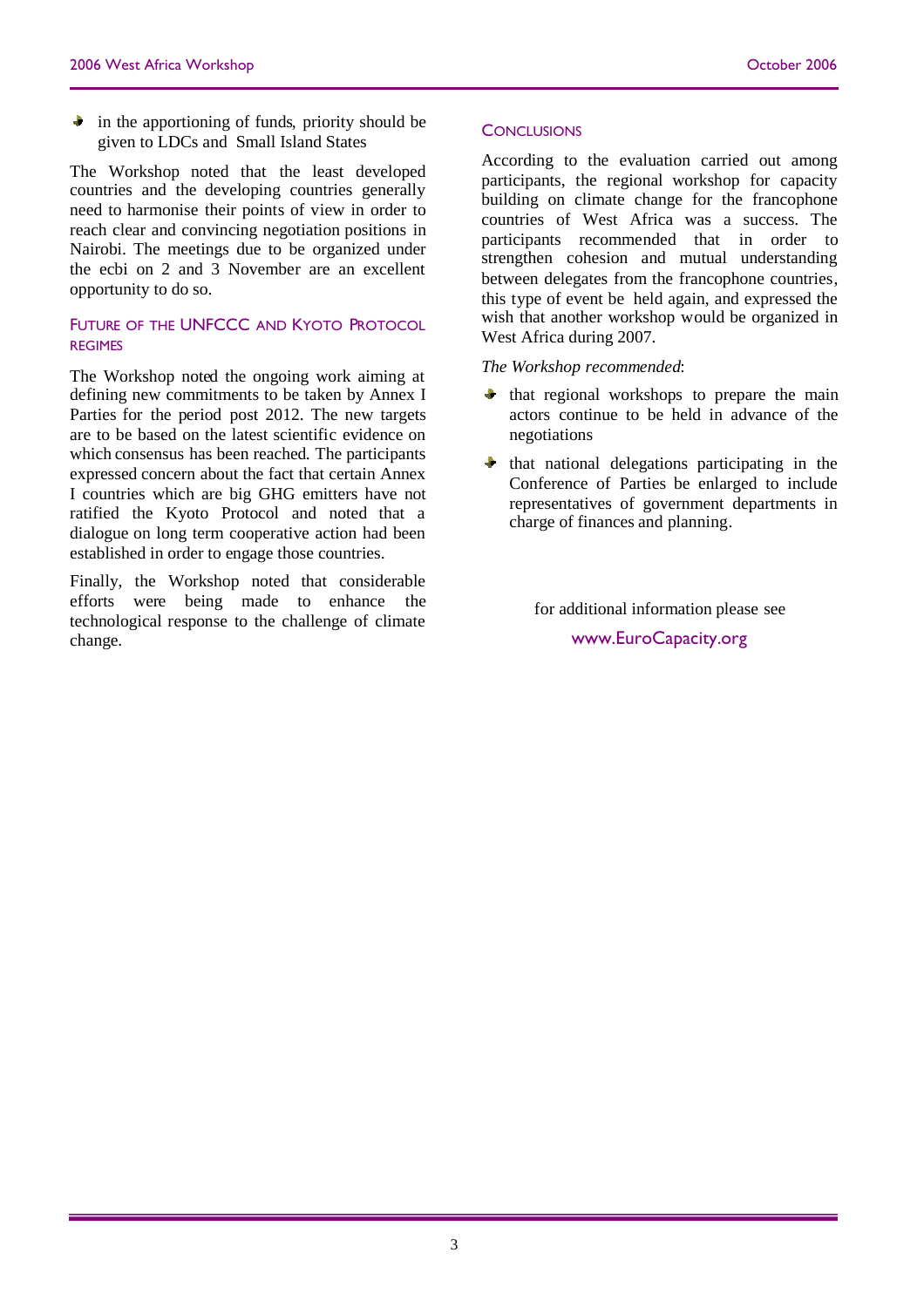- in the apportioning of funds, priority should be given to LDCs and Small Island States

The Workshop noted that the least developed countries and the developing countries generally need to harmonise their points of view in order to reach clear and convincing negotiation positions in Nairobi. The meetings due to be organized under the ecbi on 2 and 3 November are an excellent opportunity to do so.

## Future of the UNFCCC and Kyoto Protocol Regimes

The Workshop noted the ongoing work aiming at defining new commitments to be taken by Annex I Parties for the period post 2012. The new targets are to be based on the latest scientific evidence on which consensus has been reached. The participants expressed concern about the fact that certain Annex I countries which are big GHG emitters have not ratified the Kyoto Protocol and noted that a dialogue on long term cooperative action had been established in order to engage those countries.

Finally, the Workshop noted that considerable efforts were being made to enhance the technological response to the challenge of climate change.

## Conclusions

According to the evaluation carried out among participants, the regional workshop for capacity building on climate change for the francophone countries of West Africa was a success. The participants recommended that in order to strengthen cohesion and mutual understanding between delegates from the francophone countries, this type of event be held again, and expressed the wish that another workshop would be organized in West Africa during 2007.

*The Workshop recommended*:

- that regional workshops to prepare the main actors continue to be held in advance of the negotiations
- that national delegations participating in the Conference of Parties be enlarged to include representatives of government departments in charge of finances and planning.

for additional information please see

www.EuroCapacity.org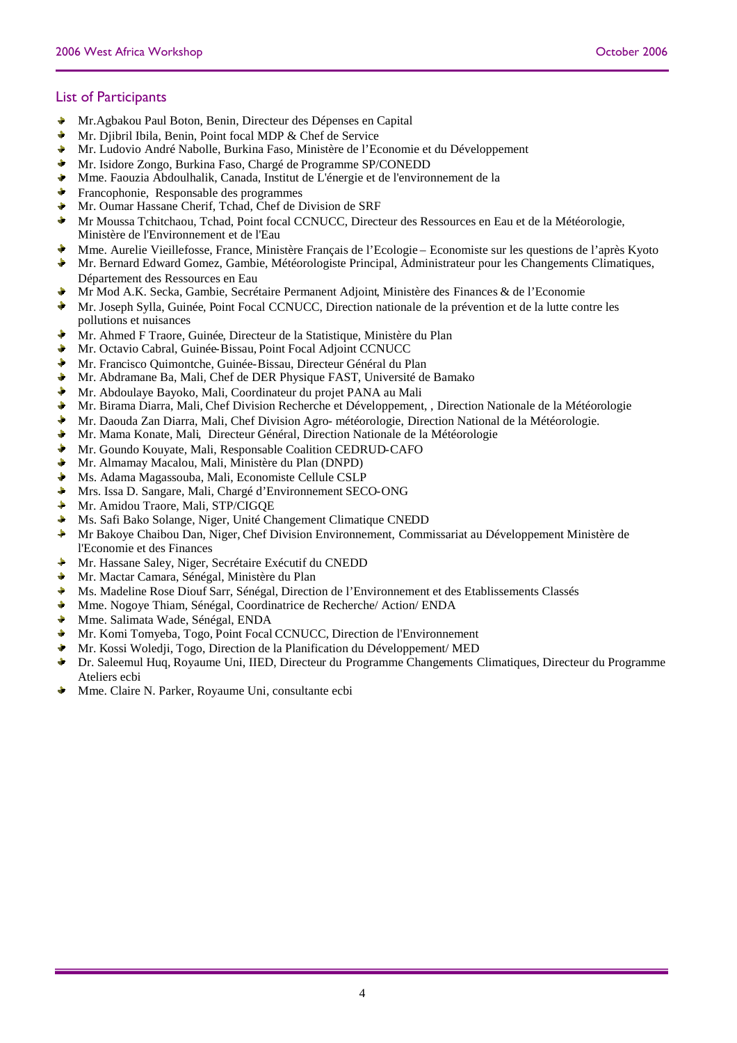## List of Participants

- Mr.Agbakou Paul Boton, Benin, Directeur des Dépenses en Capital
- Mr. Djibril Ibila, Benin, Point focal MDP & Chef de Service
- Mr. Ludovio André Nabolle, Burkina Faso, Ministère de l'Economie et du Développement
- Mr. Isidore Zongo, Burkina Faso, Chargé de Programme SP/CONEDD
- Mme. Faouzia Abdoulhalik, Canada, Institut de L'énergie et de l'environnement de la
- Francophonie, Responsable des programmes
- Mr. Oumar Hassane Cherif, Tchad, Chef de Division de SRF
- Mr Moussa Tchitchaou, Tchad, Point focal CCNUCC, Directeur des Ressources en Eau et de la Météorologie, Ministère de l'Environnement et de l'Eau
- Mme. Aurelie Vieillefosse, France, Ministère Français de l'Ecologie – Economiste sur les questions de l'après Kyoto
- Mr. Bernard Edward Gomez, Gambie, Météorologiste Principal, Administrateur pour les Changements Climatiques, Département des Ressources en Eau
- Mr Mod A.K. Secka, Gambie, Secrétaire Permanent Adjoint, Ministère des Finances & de l'Economie
- Mr. Joseph Sylla, Guinée, Point Focal CCNUCC, Direction nationale de la prévention et de la lutte contre les pollutions et nuisances
- Mr. Ahmed F Traore, Guinée, Directeur de la Statistique, Ministère du Plan
- Mr. Octavio Cabral, Guinée-Bissau, Point Focal Adjoint CCNUCC
- Mr. Francisco Quimontche, Guinée-Bissau, Directeur Général du Plan
- Mr. Abdramane Ba, Mali, Chef de DER Physique FAST, Université de Bamako
- Mr. Abdoulaye Bayoko, Mali, Coordinateur du projet PANA au Mali
- Mr. Birama Diarra, Mali, Chef Division Recherche et Développement, , Direction Nationale de la Météorologie
- Mr. Daouda Zan Diarra, Mali, Chef Division Agro- météorologie, Direction National de la Météorologie.
- Mr. Mama Konate, Mali, Directeur Général, Direction Nationale de la Météorologie
- Mr. Goundo Kouyate, Mali, Responsable Coalition CEDRUD-CAFO
- Mr. Almamay Macalou, Mali, Ministère du Plan (DNPD)
- Ms. Adama Magassouba, Mali, Economiste Cellule CSLP
- Mrs. Issa D. Sangare, Mali, Chargé d'Environnement SECO-ONG
- Mr. Amidou Traore, Mali, STP/CIGQE
- Ms. Safi Bako Solange, Niger, Unité Changement Climatique CNEDD
- Mr Bakoye Chaibou Dan, Niger, Chef Division Environnement, Commissariat au Développement Ministère de l'Economie et des Finances
- Mr. Hassane Saley, Niger, Secrétaire Exécutif du CNEDD
- Mr. Mactar Camara, Sénégal, Ministère du Plan
- Ms. Madeline Rose Diouf Sarr, Sénégal, Direction de l'Environnement et des Etablissements Classés
- Mme. Nogoye Thiam, Sénégal, Coordinatrice de Recherche/ Action/ ENDA
- Mme. Salimata Wade, Sénégal, ENDA
- Mr. Komi Tomyeba, Togo, Point Focal CCNUCC, Direction de l'Environnement
- Mr. Kossi Woledji, Togo, Direction de la Planification du Développement/ MED
- Dr. Saleemul Huq, Royaume Uni, IIED, Directeur du Programme Changements Climatiques, Directeur du Programme Ateliers ecbi
- Mme. Claire N. Parker, Royaume Uni, consultante ecbi